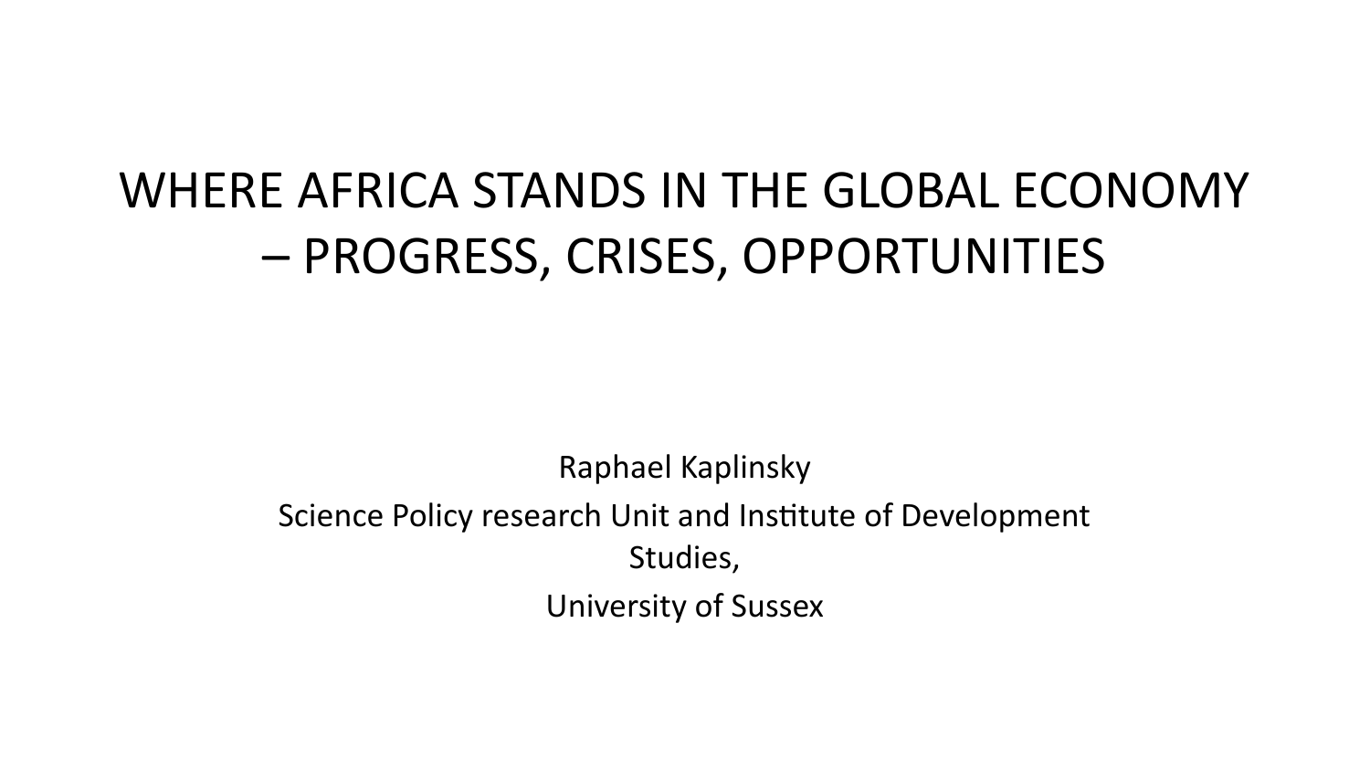# WHERE AFRICA STANDS IN THE GLOBAL ECONOMY – PROGRESS, CRISES, OPPORTUNITIES

Raphael Kaplinsky

Science Policy research Unit and Institute of Development Studies,

University of Sussex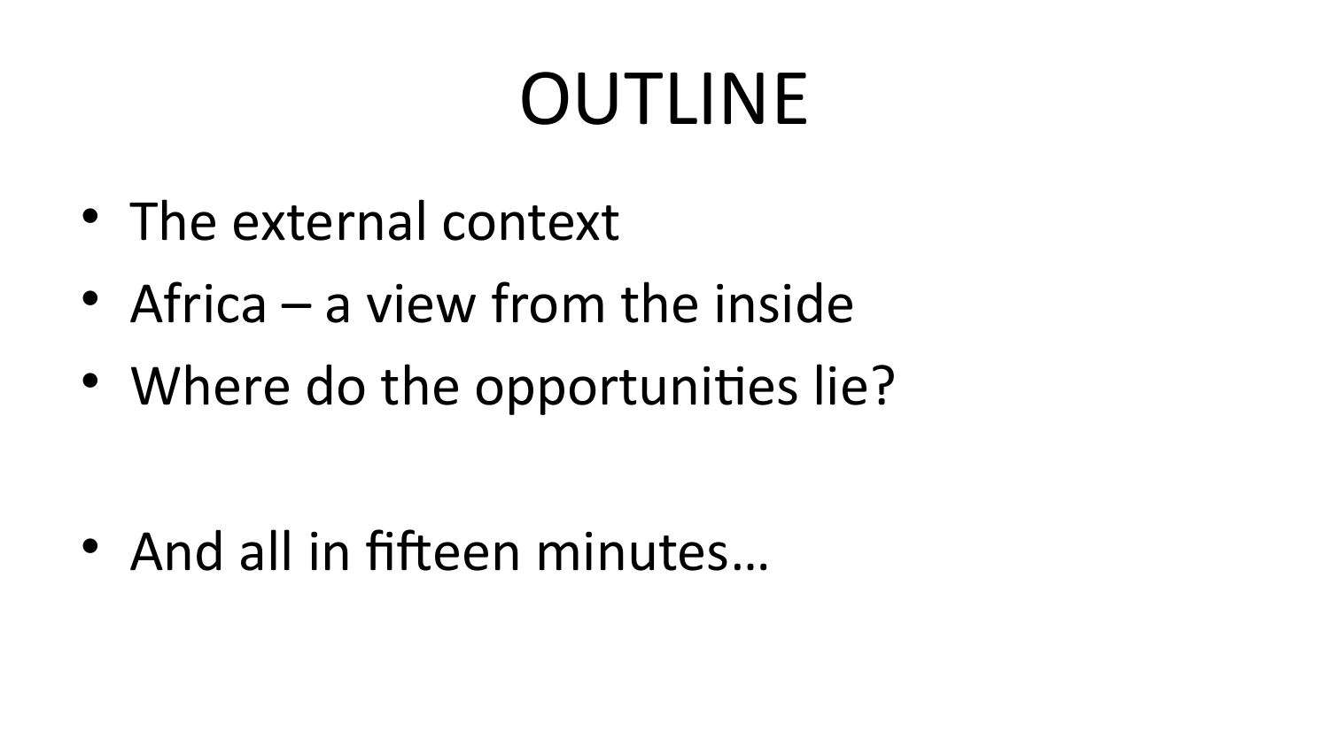# OUTLINE

- The external context
- Africa – a view from the inside
- Where do the opportunities lie?

- And all in fifteen minutes…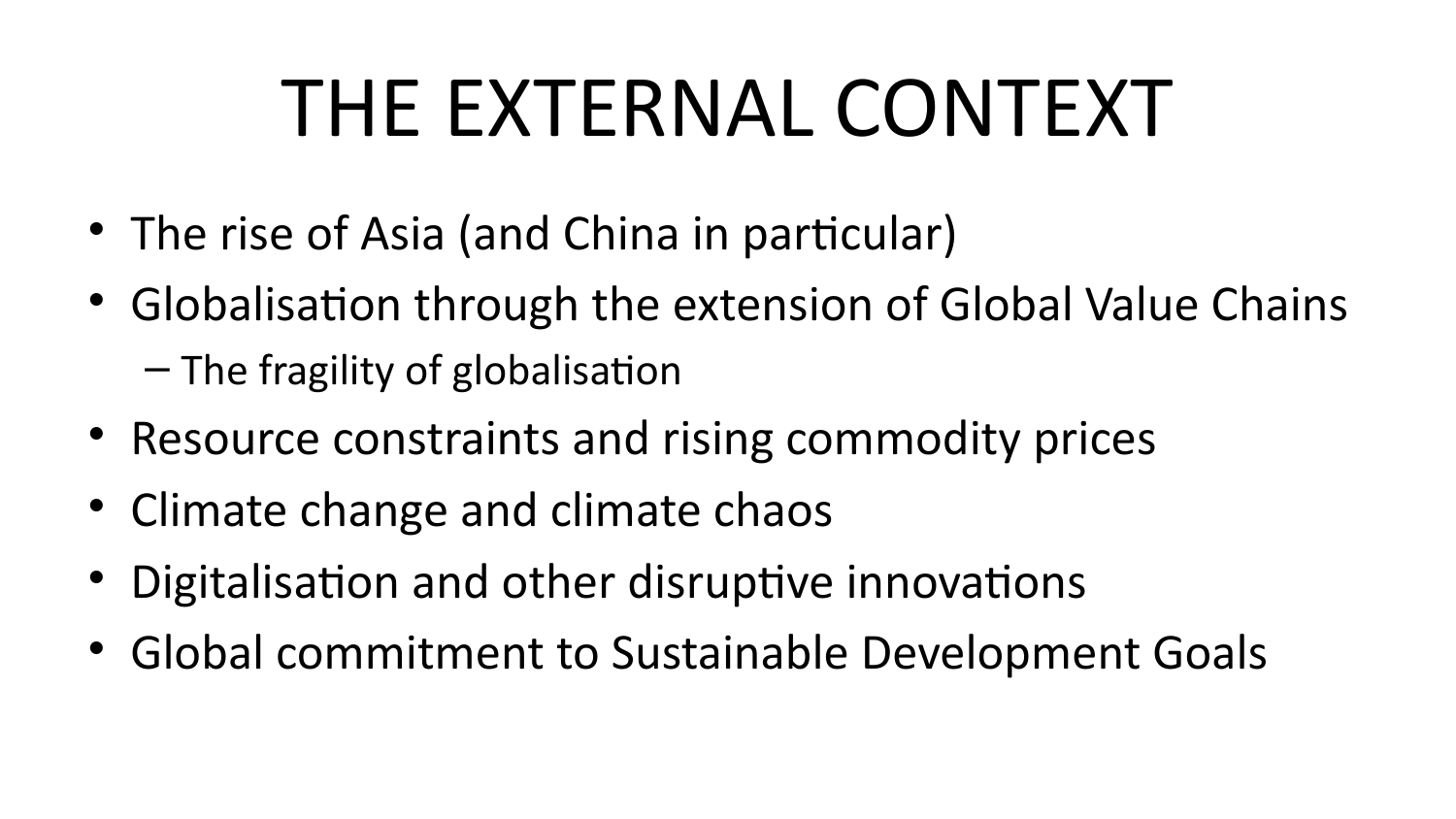# THE EXTERNAL CONTEXT

- The rise of Asia (and China in particular)
- Globalisation through the extension of Global Value Chains
  - The fragility of globalisation
- Resource constraints and rising commodity prices
- Climate change and climate chaos
- Digitalisation and other disruptive innovations
- Global commitment to Sustainable Development Goals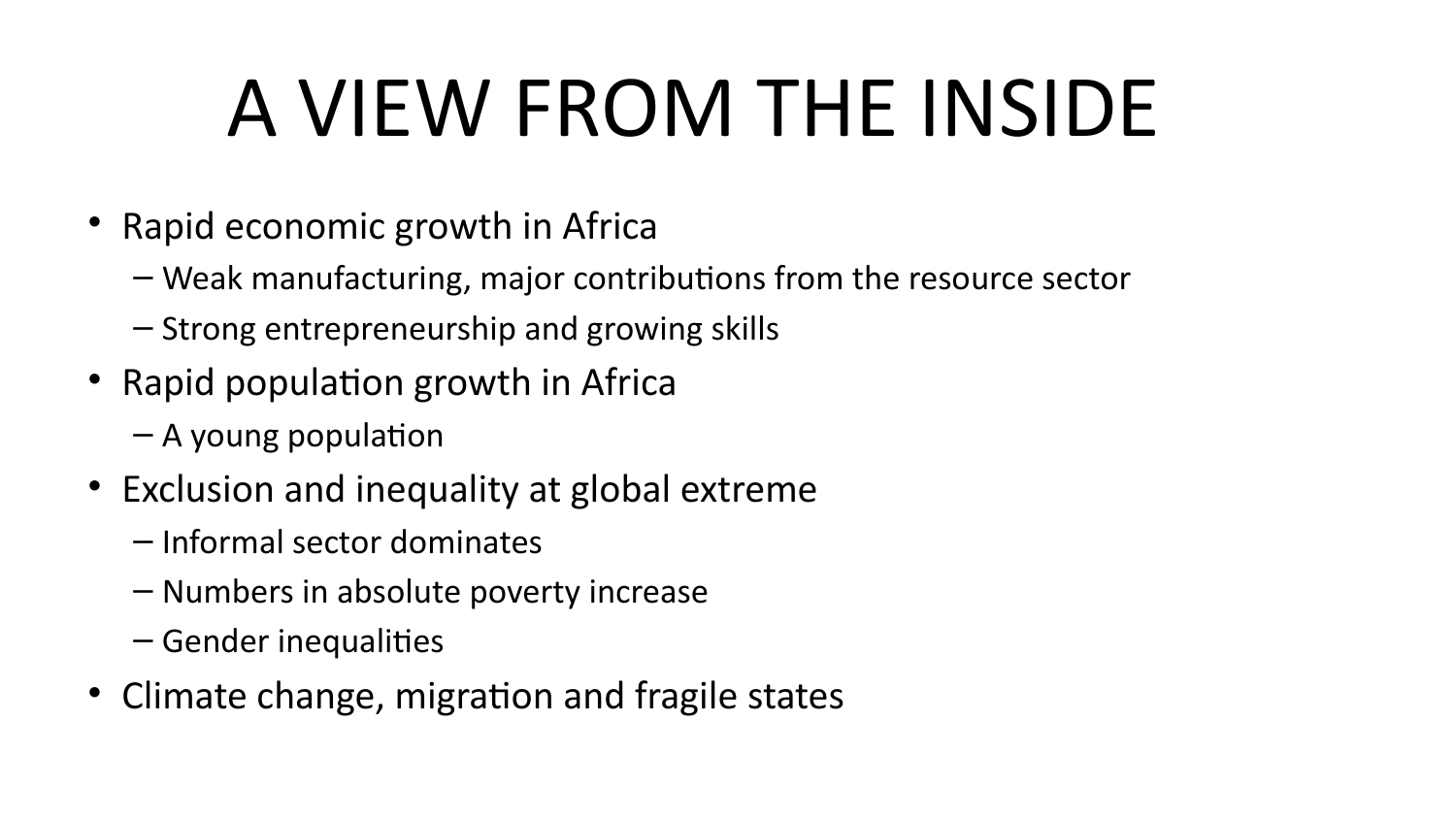# A VIEW FROM THE INSIDE

- Rapid economic growth in Africa
  - Weak manufacturing, major contributions from the resource sector
  - Strong entrepreneurship and growing skills
- Rapid population growth in Africa
  - A young population
- Exclusion and inequality at global extreme
  - Informal sector dominates
  - Numbers in absolute poverty increase
  - Gender inequalities
- Climate change, migration and fragile states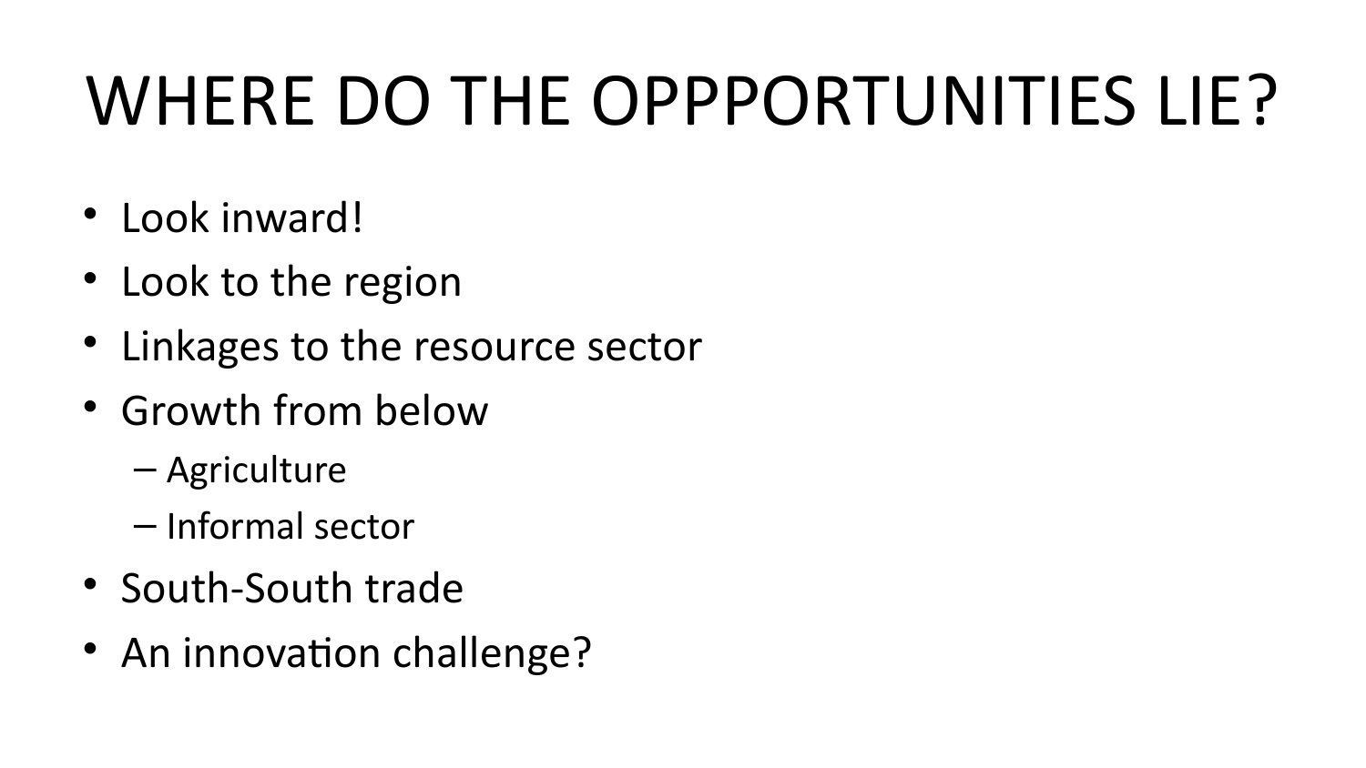# WHERE DO THE OPPPORTUNITIES LIE?

- Look inward!
- Look to the region
- Linkages to the resource sector
- Growth from below
  - Agriculture
  - Informal sector
- South-South trade
- An innovation challenge?